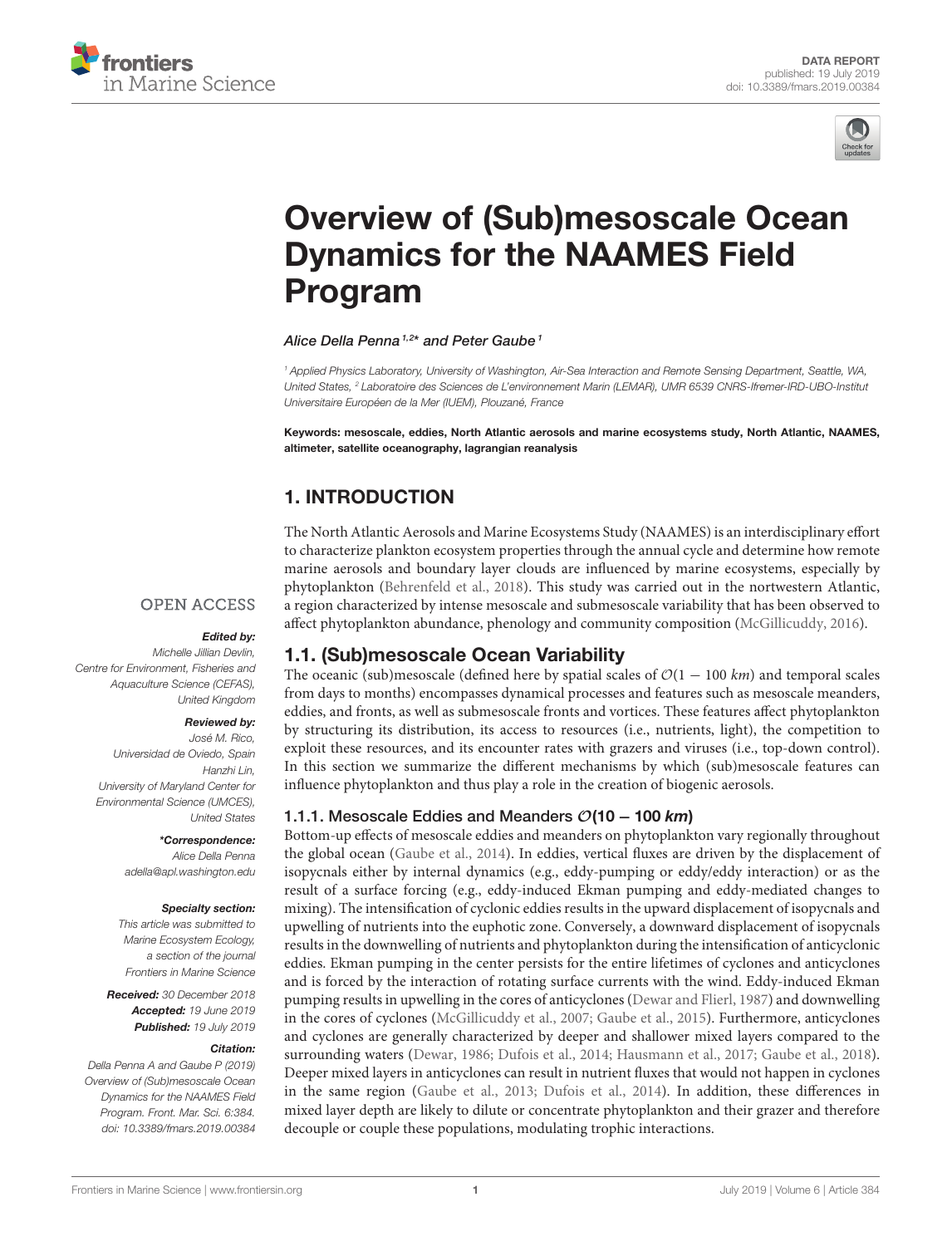DATA REPORT
published: 19 July 2019
doi: 10.3389/fmars.2019.00384

# Overview of (Sub)mesoscale Ocean Dynamics for the NAAMES Field Program

*Alice Della Penna*[1,2]* *and Peter Gaube*[1]

[1] Applied Physics Laboratory, University of Washington, Air-Sea Interaction and Remote Sensing Department, Seattle, WA, United States, [2] Laboratoire des Sciences de L'environnement Marin (LEMAR), UMR 6539 CNRS-Ifremer-IRD-UBO-Institut Universitaire Européen de la Mer (IUEM), Plouzané, France

**Keywords: mesoscale, eddies, North Atlantic aerosols and marine ecosystems study, North Atlantic, NAAMES, altimeter, satellite oceanography, lagrangian reanalysis**

OPEN ACCESS

***Edited by:***
*Michelle Jillian Devlin, Centre for Environment, Fisheries and Aquaculture Science (CEFAS), United Kingdom*

***Reviewed by:***
*José M. Rico, Universidad de Oviedo, Spain*
*Hanzhi Lin, University of Maryland Center for Environmental Science (UMCES), United States*

***\*Correspondence:***
*Alice Della Penna*
*adella@apl.washington.edu*

***Specialty section:***
*This article was submitted to Marine Ecosystem Ecology, a section of the journal Frontiers in Marine Science*

***Received:*** *30 December 2018*
***Accepted:*** *19 June 2019*
***Published:*** *19 July 2019*

***Citation:***
*Della Penna A and Gaube P (2019) Overview of (Sub)mesoscale Ocean Dynamics for the NAAMES Field Program. Front. Mar. Sci. 6:384. doi: 10.3389/fmars.2019.00384*

## 1. INTRODUCTION

The North Atlantic Aerosols and Marine Ecosystems Study (NAAMES) is an interdisciplinary effort to characterize plankton ecosystem properties through the annual cycle and determine how remote marine aerosols and boundary layer clouds are influenced by marine ecosystems, especially by phytoplankton (Behrenfeld et al., 2018). This study was carried out in the nortwestern Atlantic, a region characterized by intense mesoscale and submesoscale variability that has been observed to affect phytoplankton abundance, phenology and community composition (McGillicuddy, 2016).

### 1.1. (Sub)mesoscale Ocean Variability

The oceanic (sub)mesoscale (defined here by spatial scales of $\mathcal{O}(1-100\ km)$ and temporal scales from days to months) encompasses dynamical processes and features such as mesoscale meanders, eddies, and fronts, as well as submesoscale fronts and vortices. These features affect phytoplankton by structuring its distribution, its access to resources (i.e., nutrients, light), the competition to exploit these resources, and its encounter rates with grazers and viruses (i.e., top-down control). In this section we summarize the different mechanisms by which (sub)mesoscale features can influence phytoplankton and thus play a role in the creation of biogenic aerosols.

#### 1.1.1. Mesoscale Eddies and Meanders $\mathcal{O}(10-100\ km)$

Bottom-up effects of mesoscale eddies and meanders on phytoplankton vary regionally throughout the global ocean (Gaube et al., 2014). In eddies, vertical fluxes are driven by the displacement of isopycnals either by internal dynamics (e.g., eddy-pumping or eddy/eddy interaction) or as the result of a surface forcing (e.g., eddy-induced Ekman pumping and eddy-mediated changes to mixing). The intensification of cyclonic eddies results in the upward displacement of isopycnals and upwelling of nutrients into the euphotic zone. Conversely, a downward displacement of isopycnals results in the downwelling of nutrients and phytoplankton during the intensification of anticyclonic eddies. Ekman pumping in the center persists for the entire lifetimes of cyclones and anticyclones and is forced by the interaction of rotating surface currents with the wind. Eddy-induced Ekman pumping results in upwelling in the cores of anticyclones (Dewar and Flierl, 1987) and downwelling in the cores of cyclones (McGillicuddy et al., 2007; Gaube et al., 2015). Furthermore, anticyclones and cyclones are generally characterized by deeper and shallower mixed layers compared to the surrounding waters (Dewar, 1986; Dufois et al., 2014; Hausmann et al., 2017; Gaube et al., 2018). Deeper mixed layers in anticyclones can result in nutrient fluxes that would not happen in cyclones in the same region (Gaube et al., 2013; Dufois et al., 2014). In addition, these differences in mixed layer depth are likely to dilute or concentrate phytoplankton and their grazer and therefore decouple or couple these populations, modulating trophic interactions.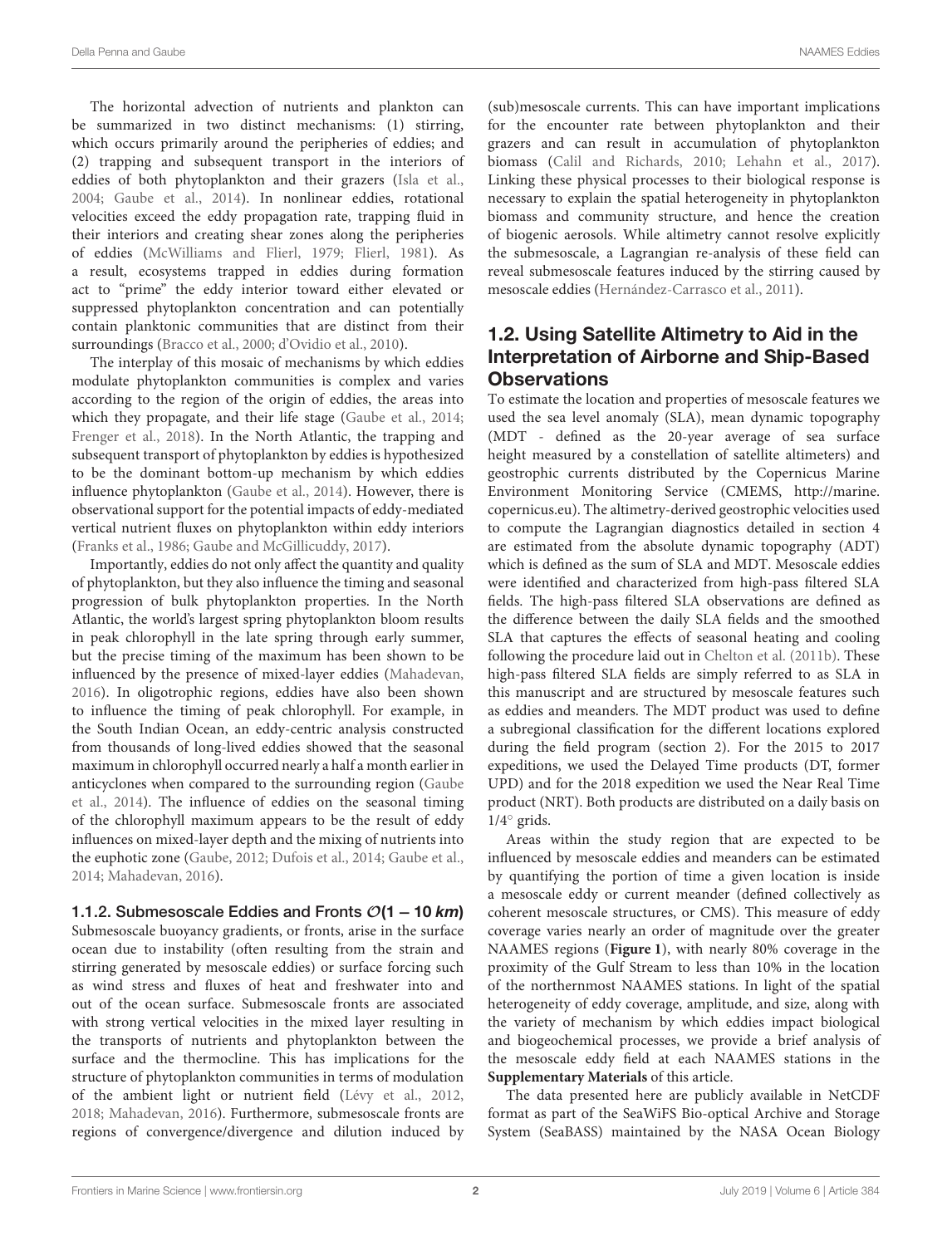The horizontal advection of nutrients and plankton can be summarized in two distinct mechanisms: (1) stirring, which occurs primarily around the peripheries of eddies; and (2) trapping and subsequent transport in the interiors of eddies of both phytoplankton and their grazers (Isla et al., 2004; Gaube et al., 2014). In nonlinear eddies, rotational velocities exceed the eddy propagation rate, trapping fluid in their interiors and creating shear zones along the peripheries of eddies (McWilliams and Flierl, 1979; Flierl, 1981). As a result, ecosystems trapped in eddies during formation act to "prime" the eddy interior toward either elevated or suppressed phytoplankton concentration and can potentially contain planktonic communities that are distinct from their surroundings (Bracco et al., 2000; d'Ovidio et al., 2010).

The interplay of this mosaic of mechanisms by which eddies modulate phytoplankton communities is complex and varies according to the region of the origin of eddies, the areas into which they propagate, and their life stage (Gaube et al., 2014; Frenger et al., 2018). In the North Atlantic, the trapping and subsequent transport of phytoplankton by eddies is hypothesized to be the dominant bottom-up mechanism by which eddies influence phytoplankton (Gaube et al., 2014). However, there is observational support for the potential impacts of eddy-mediated vertical nutrient fluxes on phytoplankton within eddy interiors (Franks et al., 1986; Gaube and McGillicuddy, 2017).

Importantly, eddies do not only affect the quantity and quality of phytoplankton, but they also influence the timing and seasonal progression of bulk phytoplankton properties. In the North Atlantic, the world's largest spring phytoplankton bloom results in peak chlorophyll in the late spring through early summer, but the precise timing of the maximum has been shown to be influenced by the presence of mixed-layer eddies (Mahadevan, 2016). In oligotrophic regions, eddies have also been shown to influence the timing of peak chlorophyll. For example, in the South Indian Ocean, an eddy-centric analysis constructed from thousands of long-lived eddies showed that the seasonal maximum in chlorophyll occurred nearly a half a month earlier in anticyclones when compared to the surrounding region (Gaube et al., 2014). The influence of eddies on the seasonal timing of the chlorophyll maximum appears to be the result of eddy influences on mixed-layer depth and the mixing of nutrients into the euphotic zone (Gaube, 2012; Dufois et al., 2014; Gaube et al., 2014; Mahadevan, 2016).

#### 1.1.2. Submesoscale Eddies and Fronts $\mathcal{O}(1-10\ km)$

Submesoscale buoyancy gradients, or fronts, arise in the surface ocean due to instability (often resulting from the strain and stirring generated by mesoscale eddies) or surface forcing such as wind stress and fluxes of heat and freshwater into and out of the ocean surface. Submesoscale fronts are associated with strong vertical velocities in the mixed layer resulting in the transports of nutrients and phytoplankton between the surface and the thermocline. This has implications for the structure of phytoplankton communities in terms of modulation of the ambient light or nutrient field (Lévy et al., 2012, 2018; Mahadevan, 2016). Furthermore, submesoscale fronts are regions of convergence/divergence and dilution induced by (sub)mesoscale currents. This can have important implications for the encounter rate between phytoplankton and their grazers and can result in accumulation of phytoplankton biomass (Calil and Richards, 2010; Lehahn et al., 2017). Linking these physical processes to their biological response is necessary to explain the spatial heterogeneity in phytoplankton biomass and community structure, and hence the creation of biogenic aerosols. While altimetry cannot resolve explicitly the submesoscale, a Lagrangian re-analysis of these field can reveal submesoscale features induced by the stirring caused by mesoscale eddies (Hernández-Carrasco et al., 2011).

### 1.2. Using Satellite Altimetry to Aid in the Interpretation of Airborne and Ship-Based Observations

To estimate the location and properties of mesoscale features we used the sea level anomaly (SLA), mean dynamic topography (MDT - defined as the 20-year average of sea surface height measured by a constellation of satellite altimeters) and geostrophic currents distributed by the Copernicus Marine Environment Monitoring Service (CMEMS, http://marine.copernicus.eu). The altimetry-derived geostrophic velocities used to compute the Lagrangian diagnostics detailed in section 4 are estimated from the absolute dynamic topography (ADT) which is defined as the sum of SLA and MDT. Mesoscale eddies were identified and characterized from high-pass filtered SLA fields. The high-pass filtered SLA observations are defined as the difference between the daily SLA fields and the smoothed SLA that captures the effects of seasonal heating and cooling following the procedure laid out in Chelton et al. (2011b). These high-pass filtered SLA fields are simply referred to as SLA in this manuscript and are structured by mesoscale features such as eddies and meanders. The MDT product was used to define a subregional classification for the different locations explored during the field program (section 2). For the 2015 to 2017 expeditions, we used the Delayed Time products (DT, former UPD) and for the 2018 expedition we used the Near Real Time product (NRT). Both products are distributed on a daily basis on $1/4°$ grids.

Areas within the study region that are expected to be influenced by mesoscale eddies and meanders can be estimated by quantifying the portion of time a given location is inside a mesoscale eddy or current meander (defined collectively as coherent mesoscale structures, or CMS). This measure of eddy coverage varies nearly an order of magnitude over the greater NAAMES regions (**Figure 1**), with nearly 80% coverage in the proximity of the Gulf Stream to less than 10% in the location of the northernmost NAAMES stations. In light of the spatial heterogeneity of eddy coverage, amplitude, and size, along with the variety of mechanism by which eddies impact biological and biogeochemical processes, we provide a brief analysis of the mesoscale eddy field at each NAAMES stations in the **Supplementary Materials** of this article.

The data presented here are publicly available in NetCDF format as part of the SeaWiFS Bio-optical Archive and Storage System (SeaBASS) maintained by the NASA Ocean Biology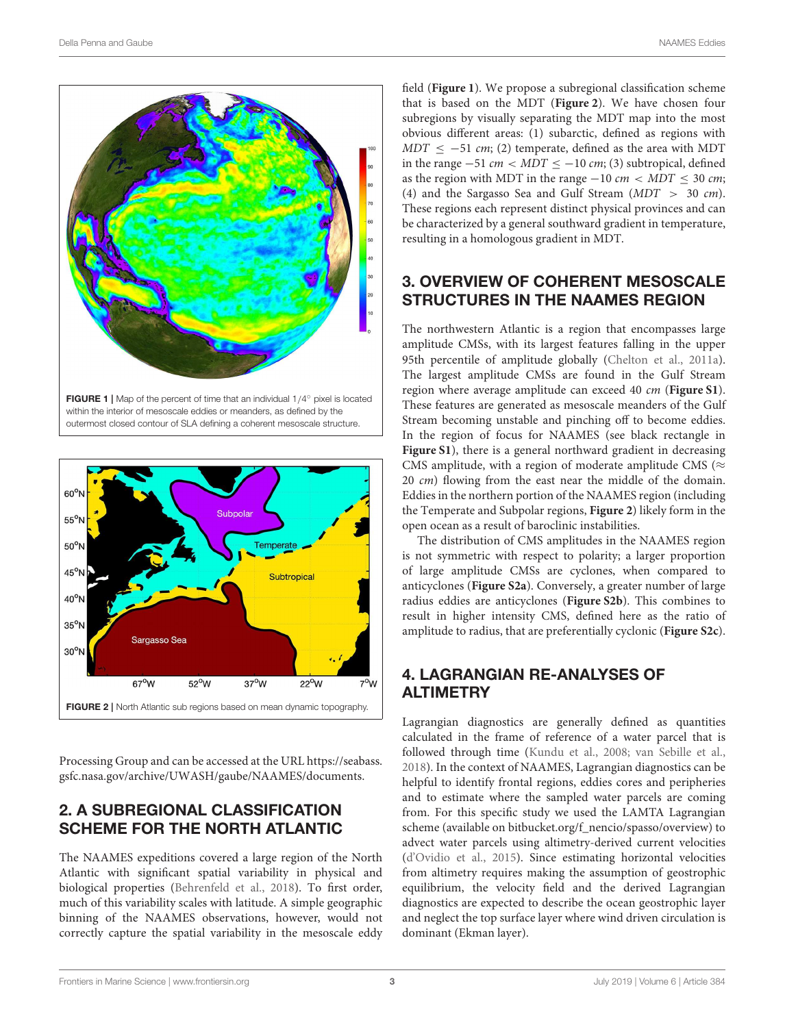**FIGURE 1** | Map of the percent of time that an individual 1/4° pixel is located within the interior of mesoscale eddies or meanders, as defined by the outermost closed contour of SLA defining a coherent mesoscale structure.

**FIGURE 2** | North Atlantic sub regions based on mean dynamic topography.

Processing Group and can be accessed at the URL https://seabass.gsfc.nasa.gov/archive/UWASH/gaube/NAAMES/documents.

## 2. A SUBREGIONAL CLASSIFICATION SCHEME FOR THE NORTH ATLANTIC

The NAAMES expeditions covered a large region of the North Atlantic with significant spatial variability in physical and biological properties (Behrenfeld et al., 2018). To first order, much of this variability scales with latitude. A simple geographic binning of the NAAMES observations, however, would not correctly capture the spatial variability in the mesoscale eddy field (**Figure 1**). We propose a subregional classification scheme that is based on the MDT (**Figure 2**). We have chosen four subregions by visually separating the MDT map into the most obvious different areas: (1) subarctic, defined as regions with $MDT \leq -51$ *cm*; (2) temperate, defined as the area with MDT in the range $-51\ cm < MDT \leq -10\ cm$; (3) subtropical, defined as the region with MDT in the range $-10\ cm < MDT \leq 30\ cm$; (4) and the Sargasso Sea and Gulf Stream ($MDT > 30\ cm$). These regions each represent distinct physical provinces and can be characterized by a general southward gradient in temperature, resulting in a homologous gradient in MDT.

## 3. OVERVIEW OF COHERENT MESOSCALE STRUCTURES IN THE NAAMES REGION

The northwestern Atlantic is a region that encompasses large amplitude CMSs, with its largest features falling in the upper 95th percentile of amplitude globally (Chelton et al., 2011a). The largest amplitude CMSs are found in the Gulf Stream region where average amplitude can exceed 40 *cm* (**Figure S1**). These features are generated as mesoscale meanders of the Gulf Stream becoming unstable and pinching off to become eddies. In the region of focus for NAAMES (see black rectangle in **Figure S1**), there is a general northward gradient in decreasing CMS amplitude, with a region of moderate amplitude CMS ($\approx$ 20 *cm*) flowing from the east near the middle of the domain. Eddies in the northern portion of the NAAMES region (including the Temperate and Subpolar regions, **Figure 2**) likely form in the open ocean as a result of baroclinic instabilities.

The distribution of CMS amplitudes in the NAAMES region is not symmetric with respect to polarity; a larger proportion of large amplitude CMSs are cyclones, when compared to anticyclones (**Figure S2a**). Conversely, a greater number of large radius eddies are anticyclones (**Figure S2b**). This combines to result in higher intensity CMS, defined here as the ratio of amplitude to radius, that are preferentially cyclonic (**Figure S2c**).

## 4. LAGRANGIAN RE-ANALYSES OF ALTIMETRY

Lagrangian diagnostics are generally defined as quantities calculated in the frame of reference of a water parcel that is followed through time (Kundu et al., 2008; van Sebille et al., 2018). In the context of NAAMES, Lagrangian diagnostics can be helpful to identify frontal regions, eddies cores and peripheries and to estimate where the sampled water parcels are coming from. For this specific study we used the LAMTA Lagrangian scheme (available on bitbucket.org/f_nencio/spasso/overview) to advect water parcels using altimetry-derived current velocities (d'Ovidio et al., 2015). Since estimating horizontal velocities from altimetry requires making the assumption of geostrophic equilibrium, the velocity field and the derived Lagrangian diagnostics are expected to describe the ocean geostrophic layer and neglect the top surface layer where wind driven circulation is dominant (Ekman layer).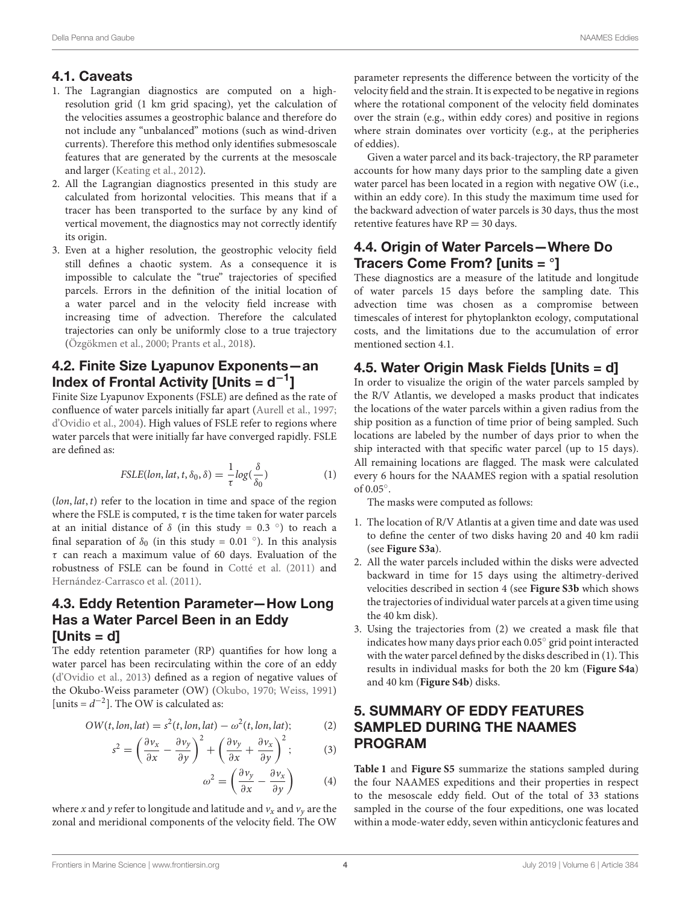### 4.1. Caveats

1. The Lagrangian diagnostics are computed on a high-resolution grid (1 km grid spacing), yet the calculation of the velocities assumes a geostrophic balance and therefore do not include any "unbalanced" motions (such as wind-driven currents). Therefore this method only identifies submesoscale features that are generated by the currents at the mesoscale and larger (Keating et al., 2012).
2. All the Lagrangian diagnostics presented in this study are calculated from horizontal velocities. This means that if a tracer has been transported to the surface by any kind of vertical movement, the diagnostics may not correctly identify its origin.
3. Even at a higher resolution, the geostrophic velocity field still defines a chaotic system. As a consequence it is impossible to calculate the "true" trajectories of specified parcels. Errors in the definition of the initial location of a water parcel and in the velocity field increase with increasing time of advection. Therefore the calculated trajectories can only be uniformly close to a true trajectory (Özgökmen et al., 2000; Prants et al., 2018).

### 4.2. Finite Size Lyapunov Exponents—an Index of Frontal Activity [Units = $d^{-1}$]

Finite Size Lyapunov Exponents (FSLE) are defined as the rate of confluence of water parcels initially far apart (Aurell et al., 1997; d'Ovidio et al., 2004). High values of FSLE refer to regions where water parcels that were initially far have converged rapidly. FSLE are defined as:

$$FSLE(lon, lat, t, \delta_0, \delta) = \frac{1}{\tau} log(\frac{\delta}{\delta_0}) \quad (1)$$

$(lon, lat, t)$ refer to the location in time and space of the region where the FSLE is computed, $\tau$ is the time taken for water parcels at an initial distance of $\delta$ (in this study = 0.3 °) to reach a final separation of $\delta_0$ (in this study = 0.01 °). In this analysis $\tau$ can reach a maximum value of 60 days. Evaluation of the robustness of FSLE can be found in Cotté et al. (2011) and Hernández-Carrasco et al. (2011).

### 4.3. Eddy Retention Parameter—How Long Has a Water Parcel Been in an Eddy [Units = d]

The eddy retention parameter (RP) quantifies for how long a water parcel has been recirculating within the core of an eddy (d'Ovidio et al., 2013) defined as a region of negative values of the Okubo-Weiss parameter (OW) (Okubo, 1970; Weiss, 1991) [units = $d^{-2}$]. The OW is calculated as:

$$OW(t, lon, lat) = s^2(t, lon, lat) - \omega^2(t, lon, lat); \quad (2)$$

$$s^2 = \left(\frac{\partial v_x}{\partial x} - \frac{\partial v_y}{\partial y}\right)^2 + \left(\frac{\partial v_y}{\partial x} + \frac{\partial v_x}{\partial y}\right)^2; \quad (3)$$

$$\omega^2 = \left(\frac{\partial v_y}{\partial x} - \frac{\partial v_x}{\partial y}\right) \quad (4)$$

where $x$ and $y$ refer to longitude and latitude and $v_x$ and $v_y$ are the zonal and meridional components of the velocity field. The OW parameter represents the difference between the vorticity of the velocity field and the strain. It is expected to be negative in regions where the rotational component of the velocity field dominates over the strain (e.g., within eddy cores) and positive in regions where strain dominates over vorticity (e.g., at the peripheries of eddies).

Given a water parcel and its back-trajectory, the RP parameter accounts for how many days prior to the sampling date a given water parcel has been located in a region with negative OW (i.e., within an eddy core). In this study the maximum time used for the backward advection of water parcels is 30 days, thus the most retentive features have RP = 30 days.

### 4.4. Origin of Water Parcels—Where Do Tracers Come From? [units = °]

These diagnostics are a measure of the latitude and longitude of water parcels 15 days before the sampling date. This advection time was chosen as a compromise between timescales of interest for phytoplankton ecology, computational costs, and the limitations due to the accumulation of error mentioned section 4.1.

### 4.5. Water Origin Mask Fields [Units = d]

In order to visualize the origin of the water parcels sampled by the R/V Atlantis, we developed a masks product that indicates the locations of the water parcels within a given radius from the ship position as a function of time prior of being sampled. Such locations are labeled by the number of days prior to when the ship interacted with that specific water parcel (up to 15 days). All remaining locations are flagged. The mask were calculated every 6 hours for the NAAMES region with a spatial resolution of 0.05°.

The masks were computed as follows:

1. The location of R/V Atlantis at a given time and date was used to define the center of two disks having 20 and 40 km radii (see **Figure S3a**).
2. All the water parcels included within the disks were advected backward in time for 15 days using the altimetry-derived velocities described in section 4 (see **Figure S3b** which shows the trajectories of individual water parcels at a given time using the 40 km disk).
3. Using the trajectories from (2) we created a mask file that indicates how many days prior each 0.05° grid point interacted with the water parcel defined by the disks described in (1). This results in individual masks for both the 20 km (**Figure S4a**) and 40 km (**Figure S4b**) disks.

## 5. SUMMARY OF EDDY FEATURES SAMPLED DURING THE NAAMES PROGRAM

**Table 1** and **Figure S5** summarize the stations sampled during the four NAAMES expeditions and their properties in respect to the mesoscale eddy field. Out of the total of 33 stations sampled in the course of the four expeditions, one was located within a mode-water eddy, seven within anticyclonic features and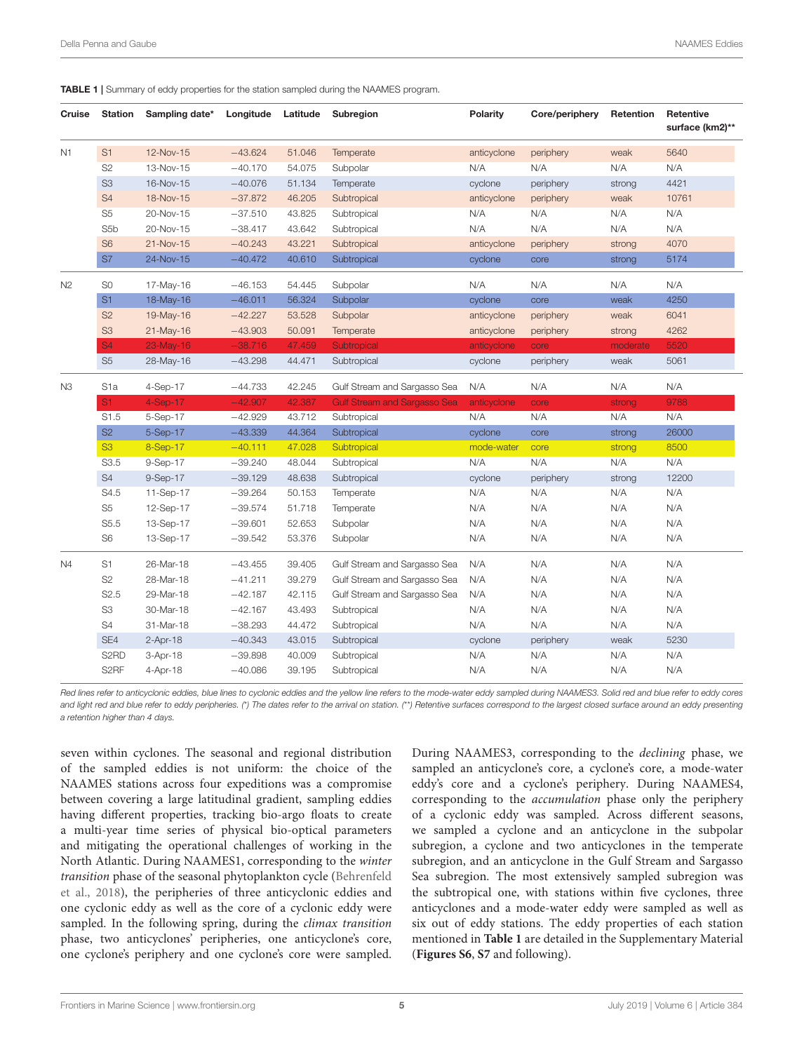**TABLE 1 |** Summary of eddy properties for the station sampled during the NAAMES program.

| Cruise | Station | Sampling date* | Longitude | Latitude | Subregion | Polarity | Core/periphery | Retention | Retentive surface (km2)** |
|---|---|---|---|---|---|---|---|---|---|
| N1 | S1 | 12-Nov-15 | −43.624 | 51.046 | Temperate | anticyclone | periphery | weak | 5640 |
| | S2 | 13-Nov-15 | −40.170 | 54.075 | Subpolar | N/A | N/A | N/A | N/A |
| | S3 | 16-Nov-15 | −40.076 | 51.134 | Temperate | cyclone | periphery | strong | 4421 |
| | S4 | 18-Nov-15 | −37.872 | 46.205 | Subtropical | anticyclone | periphery | weak | 10761 |
| | S5 | 20-Nov-15 | −37.510 | 43.825 | Subtropical | N/A | N/A | N/A | N/A |
| | S5b | 20-Nov-15 | −38.417 | 43.642 | Subtropical | N/A | N/A | N/A | N/A |
| | S6 | 21-Nov-15 | −40.243 | 43.221 | Subtropical | anticyclone | periphery | strong | 4070 |
| | S7 | 24-Nov-15 | −40.472 | 40.610 | Subtropical | cyclone | core | strong | 5174 |
| N2 | S0 | 17-May-16 | −46.153 | 54.445 | Subpolar | N/A | N/A | N/A | N/A |
| | S1 | 18-May-16 | −46.011 | 56.324 | Subpolar | cyclone | core | weak | 4250 |
| | S2 | 19-May-16 | −42.227 | 53.528 | Subpolar | anticyclone | periphery | weak | 6041 |
| | S3 | 21-May-16 | −43.903 | 50.091 | Temperate | anticyclone | periphery | strong | 4262 |
| | S4 | 23-May-16 | −38.716 | 47.459 | Subtropical | anticyclone | core | moderate | 5520 |
| | S5 | 28-May-16 | −43.298 | 44.471 | Subtropical | cyclone | periphery | weak | 5061 |
| N3 | S1a | 4-Sep-17 | −44.733 | 42.245 | Gulf Stream and Sargasso Sea | N/A | N/A | N/A | N/A |
| | S1 | 4-Sep-17 | −42.907 | 42.387 | Gulf Stream and Sargasso Sea | anticyclone | core | strong | 9788 |
| | S1.5 | 5-Sep-17 | −42.929 | 43.712 | Subtropical | N/A | N/A | N/A | N/A |
| | S2 | 5-Sep-17 | −43.339 | 44.364 | Subtropical | cyclone | core | strong | 26000 |
| | S3 | 8-Sep-17 | −40.111 | 47.028 | Subtropical | mode-water | core | strong | 8500 |
| | S3.5 | 9-Sep-17 | −39.240 | 48.044 | Subtropical | N/A | N/A | N/A | N/A |
| | S4 | 9-Sep-17 | −39.129 | 48.638 | Subtropical | cyclone | periphery | strong | 12200 |
| | S4.5 | 11-Sep-17 | −39.264 | 50.153 | Temperate | N/A | N/A | N/A | N/A |
| | S5 | 12-Sep-17 | −39.574 | 51.718 | Temperate | N/A | N/A | N/A | N/A |
| | S5.5 | 13-Sep-17 | −39.601 | 52.653 | Subpolar | N/A | N/A | N/A | N/A |
| | S6 | 13-Sep-17 | −39.542 | 53.376 | Subpolar | N/A | N/A | N/A | N/A |
| N4 | S1 | 26-Mar-18 | −43.455 | 39.405 | Gulf Stream and Sargasso Sea | N/A | N/A | N/A | N/A |
| | S2 | 28-Mar-18 | −41.211 | 39.279 | Gulf Stream and Sargasso Sea | N/A | N/A | N/A | N/A |
| | S2.5 | 29-Mar-18 | −42.187 | 42.115 | Gulf Stream and Sargasso Sea | N/A | N/A | N/A | N/A |
| | S3 | 30-Mar-18 | −42.167 | 43.493 | Subtropical | N/A | N/A | N/A | N/A |
| | S4 | 31-Mar-18 | −38.293 | 44.472 | Subtropical | N/A | N/A | N/A | N/A |
| | SE4 | 2-Apr-18 | −40.343 | 43.015 | Subtropical | cyclone | periphery | weak | 5230 |
| | S2RD | 3-Apr-18 | −39.898 | 40.009 | Subtropical | N/A | N/A | N/A | N/A |
| | S2RF | 4-Apr-18 | −40.086 | 39.195 | Subtropical | N/A | N/A | N/A | N/A |

*Red lines refer to anticyclonic eddies, blue lines to cyclonic eddies and the yellow line refers to the mode-water eddy sampled during NAAMES3. Solid red and blue refer to eddy cores and light red and blue refer to eddy peripheries. (*) The dates refer to the arrival on station. (**) Retentive surfaces correspond to the largest closed surface around an eddy presenting a retention higher than 4 days.*

seven within cyclones. The seasonal and regional distribution of the sampled eddies is not uniform: the choice of the NAAMES stations across four expeditions was a compromise between covering a large latitudinal gradient, sampling eddies having different properties, tracking bio-argo floats to create a multi-year time series of physical bio-optical parameters and mitigating the operational challenges of working in the North Atlantic. During NAAMES1, corresponding to the *winter transition* phase of the seasonal phytoplankton cycle (Behrenfeld et al., 2018), the peripheries of three anticyclonic eddies and one cyclonic eddy as well as the core of a cyclonic eddy were sampled. In the following spring, during the *climax transition* phase, two anticyclones' peripheries, one anticyclone's core, one cyclone's periphery and one cyclone's core were sampled. During NAAMES3, corresponding to the *declining* phase, we sampled an anticyclone's core, a cyclone's core, a mode-water eddy's core and a cyclone's periphery. During NAAMES4, corresponding to the *accumulation* phase only the periphery of a cyclonic eddy was sampled. Across different seasons, we sampled a cyclone and an anticyclone in the subpolar subregion, a cyclone and two anticyclones in the temperate subregion, and an anticyclone in the Gulf Stream and Sargasso Sea subregion. The most extensively sampled subregion was the subtropical one, with stations within five cyclones, three anticyclones and a mode-water eddy were sampled as well as six out of eddy stations. The eddy properties of each station mentioned in **Table 1** are detailed in the Supplementary Material (**Figures S6**, **S7** and following).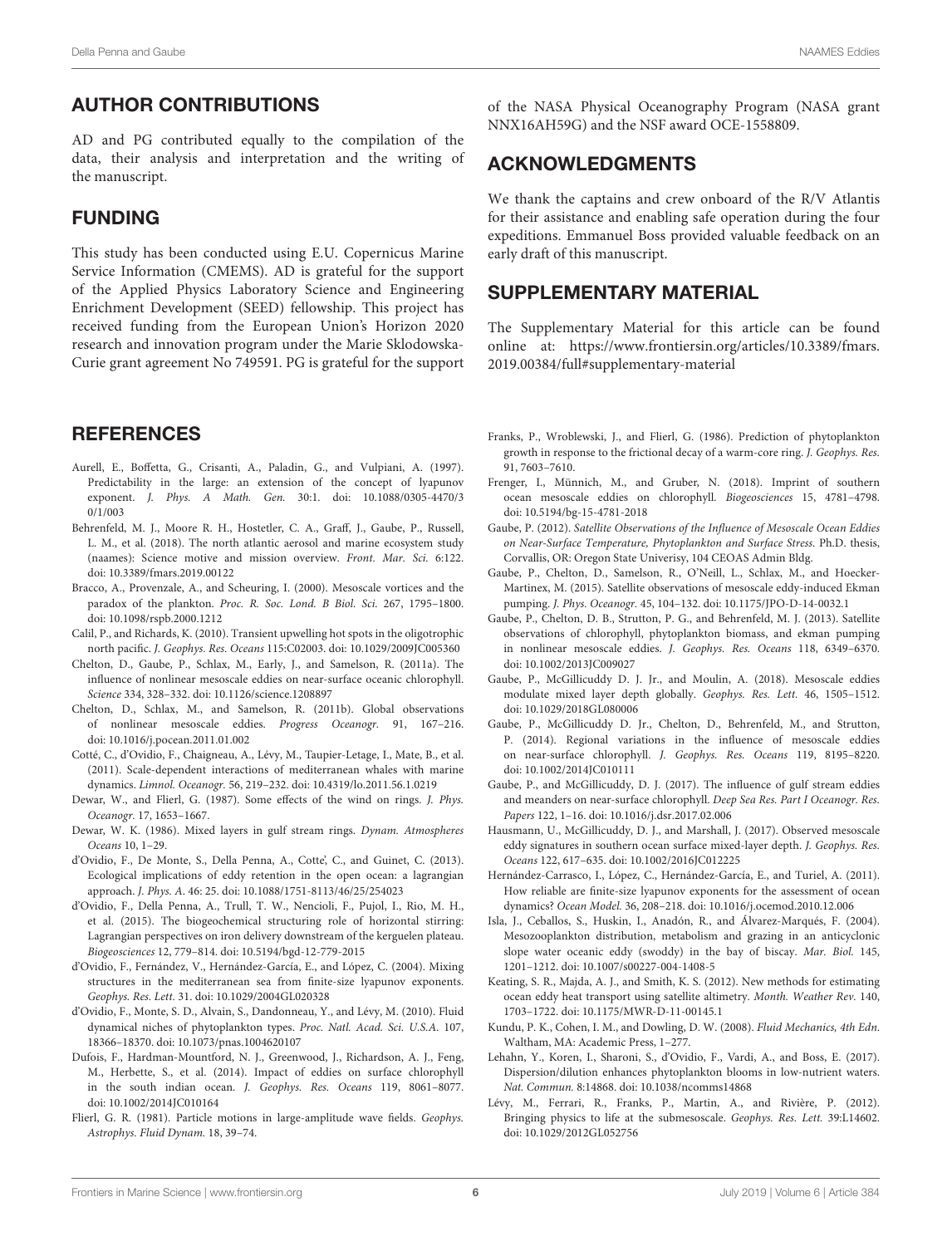## AUTHOR CONTRIBUTIONS

AD and PG contributed equally to the compilation of the data, their analysis and interpretation and the writing of the manuscript.

## FUNDING

This study has been conducted using E.U. Copernicus Marine Service Information (CMEMS). AD is grateful for the support of the Applied Physics Laboratory Science and Engineering Enrichment Development (SEED) fellowship. This project has received funding from the European Union's Horizon 2020 research and innovation program under the Marie Sklodowska-Curie grant agreement No 749591. PG is grateful for the support of the NASA Physical Oceanography Program (NASA grant NNX16AH59G) and the NSF award OCE-1558809.

## ACKNOWLEDGMENTS

We thank the captains and crew onboard of the R/V Atlantis for their assistance and enabling safe operation during the four expeditions. Emmanuel Boss provided valuable feedback on an early draft of this manuscript.

## SUPPLEMENTARY MATERIAL

The Supplementary Material for this article can be found online at: https://www.frontiersin.org/articles/10.3389/fmars.2019.00384/full#supplementary-material

## REFERENCES

Aurell, E., Boffetta, G., Crisanti, A., Paladin, G., and Vulpiani, A. (1997). Predictability in the large: an extension of the concept of lyapunov exponent. *J. Phys. A Math. Gen.* 30:1. doi: 10.1088/0305-4470/30/1/003

Behrenfeld, M. J., Moore R. H., Hostetler, C. A., Graff, J., Gaube, P., Russell, L. M., et al. (2018). The north atlantic aerosol and marine ecosystem study (naames): Science motive and mission overview. *Front. Mar. Sci.* 6:122. doi: 10.3389/fmars.2019.00122

Bracco, A., Provenzale, A., and Scheuring, I. (2000). Mesoscale vortices and the paradox of the plankton. *Proc. R. Soc. Lond. B Biol. Sci.* 267, 1795–1800. doi: 10.1098/rspb.2000.1212

Calil, P., and Richards, K. (2010). Transient upwelling hot spots in the oligotrophic north pacific. *J. Geophys. Res. Oceans* 115:C02003. doi: 10.1029/2009JC005360

Chelton, D., Gaube, P., Schlax, M., Early, J., and Samelson, R. (2011a). The influence of nonlinear mesoscale eddies on near-surface oceanic chlorophyll. *Science* 334, 328–332. doi: 10.1126/science.1208897

Chelton, D., Schlax, M., and Samelson, R. (2011b). Global observations of nonlinear mesoscale eddies. *Progress Oceanogr.* 91, 167–216. doi: 10.1016/j.pocean.2011.01.002

Cotté, C., d'Ovidio, F., Chaigneau, A., Lévy, M., Taupier-Letage, I., Mate, B., et al. (2011). Scale-dependent interactions of mediterranean whales with marine dynamics. *Limnol. Oceanogr.* 56, 219–232. doi: 10.4319/lo.2011.56.1.0219

Dewar, W., and Flierl, G. (1987). Some effects of the wind on rings. *J. Phys. Oceanogr.* 17, 1653–1667.

Dewar, W. K. (1986). Mixed layers in gulf stream rings. *Dynam. Atmospheres Oceans* 10, 1–29.

d'Ovidio, F., De Monte, S., Della Penna, A., Cotte', C., and Guinet, C. (2013). Ecological implications of eddy retention in the open ocean: a lagrangian approach. *J. Phys. A.* 46: 25. doi: 10.1088/1751-8113/46/25/254023

d'Ovidio, F., Della Penna, A., Trull, T. W., Nencioli, F., Pujol, I., Rio, M. H., et al. (2015). The biogeochemical structuring role of horizontal stirring: Lagrangian perspectives on iron delivery downstream of the kerguelen plateau. *Biogeosciences* 12, 779–814. doi: 10.5194/bgd-12-779-2015

d'Ovidio, F., Fernández, V., Hernández-García, E., and López, C. (2004). Mixing structures in the mediterranean sea from finite-size lyapunov exponents. *Geophys. Res. Lett.* 31. doi: 10.1029/2004GL020328

d'Ovidio, F., Monte, S. D., Alvain, S., Dandonneau, Y., and Lévy, M. (2010). Fluid dynamical niches of phytoplankton types. *Proc. Natl. Acad. Sci. U.S.A.* 107, 18366–18370. doi: 10.1073/pnas.1004620107

Dufois, F., Hardman-Mountford, N. J., Greenwood, J., Richardson, A. J., Feng, M., Herbette, S., et al. (2014). Impact of eddies on surface chlorophyll in the south indian ocean. *J. Geophys. Res. Oceans* 119, 8061–8077. doi: 10.1002/2014JC010164

Flierl, G. R. (1981). Particle motions in large-amplitude wave fields. *Geophys. Astrophys. Fluid Dynam.* 18, 39–74.

Franks, P., Wroblewski, J., and Flierl, G. (1986). Prediction of phytoplankton growth in response to the frictional decay of a warm-core ring. *J. Geophys. Res.* 91, 7603–7610.

Frenger, I., Münnich, M., and Gruber, N. (2018). Imprint of southern ocean mesoscale eddies on chlorophyll. *Biogeosciences* 15, 4781–4798. doi: 10.5194/bg-15-4781-2018

Gaube, P. (2012). *Satellite Observations of the Influence of Mesoscale Ocean Eddies on Near-Surface Temperature, Phytoplankton and Surface Stress*. Ph.D. thesis, Corvallis, OR: Oregon State Univerisy, 104 CEOAS Admin Bldg.

Gaube, P., Chelton, D., Samelson, R., O'Neill, L., Schlax, M., and Hoecker-Martinex, M. (2015). Satellite observations of mesoscale eddy-induced Ekman pumping. *J. Phys. Oceanogr.* 45, 104–132. doi: 10.1175/JPO-D-14-0032.1

Gaube, P., Chelton, D. B., Strutton, P. G., and Behrenfeld, M. J. (2013). Satellite observations of chlorophyll, phytoplankton biomass, and ekman pumping in nonlinear mesoscale eddies. *J. Geophys. Res. Oceans* 118, 6349–6370. doi: 10.1002/2013JC009027

Gaube, P., McGillicuddy D. J. Jr., and Moulin, A. (2018). Mesoscale eddies modulate mixed layer depth globally. *Geophys. Res. Lett.* 46, 1505–1512. doi: 10.1029/2018GL080006

Gaube, P., McGillicuddy D. J. Jr., Chelton, D., Behrenfeld, M., and Strutton, P. (2014). Regional variations in the influence of mesoscale eddies on near-surface chlorophyll. *J. Geophys. Res. Oceans* 119, 8195–8220. doi: 10.1002/2014JC010111

Gaube, P., and McGillicuddy, D. J. (2017). The influence of gulf stream eddies and meanders on near-surface chlorophyll. *Deep Sea Res. Part I Oceanogr. Res. Papers* 122, 1–16. doi: 10.1016/j.dsr.2017.02.006

Hausmann, U., McGillicuddy, D. J., and Marshall, J. (2017). Observed mesoscale eddy signatures in southern ocean surface mixed-layer depth. *J. Geophys. Res. Oceans* 122, 617–635. doi: 10.1002/2016JC012225

Hernández-Carrasco, I., López, C., Hernández-García, E., and Turiel, A. (2011). How reliable are finite-size lyapunov exponents for the assessment of ocean dynamics? *Ocean Model.* 36, 208–218. doi: 10.1016/j.ocemod.2010.12.006

Isla, J., Ceballos, S., Huskin, I., Anadón, R., and Álvarez-Marqués, F. (2004). Mesozooplankton distribution, metabolism and grazing in an anticyclonic slope water oceanic eddy (swoddy) in the bay of biscay. *Mar. Biol.* 145, 1201–1212. doi: 10.1007/s00227-004-1408-5

Keating, S. R., Majda, A. J., and Smith, K. S. (2012). New methods for estimating ocean eddy heat transport using satellite altimetry. *Month. Weather Rev.* 140, 1703–1722. doi: 10.1175/MWR-D-11-00145.1

Kundu, P. K., Cohen, I. M., and Dowling, D. W. (2008). *Fluid Mechanics, 4th Edn.* Waltham, MA: Academic Press, 1–277.

Lehahn, Y., Koren, I., Sharoni, S., d'Ovidio, F., Vardi, A., and Boss, E. (2017). Dispersion/dilution enhances phytoplankton blooms in low-nutrient waters. *Nat. Commun.* 8:14868. doi: 10.1038/ncomms14868

Lévy, M., Ferrari, R., Franks, P., Martin, A., and Rivière, P. (2012). Bringing physics to life at the submesoscale. *Geophys. Res. Lett.* 39:L14602. doi: 10.1029/2012GL052756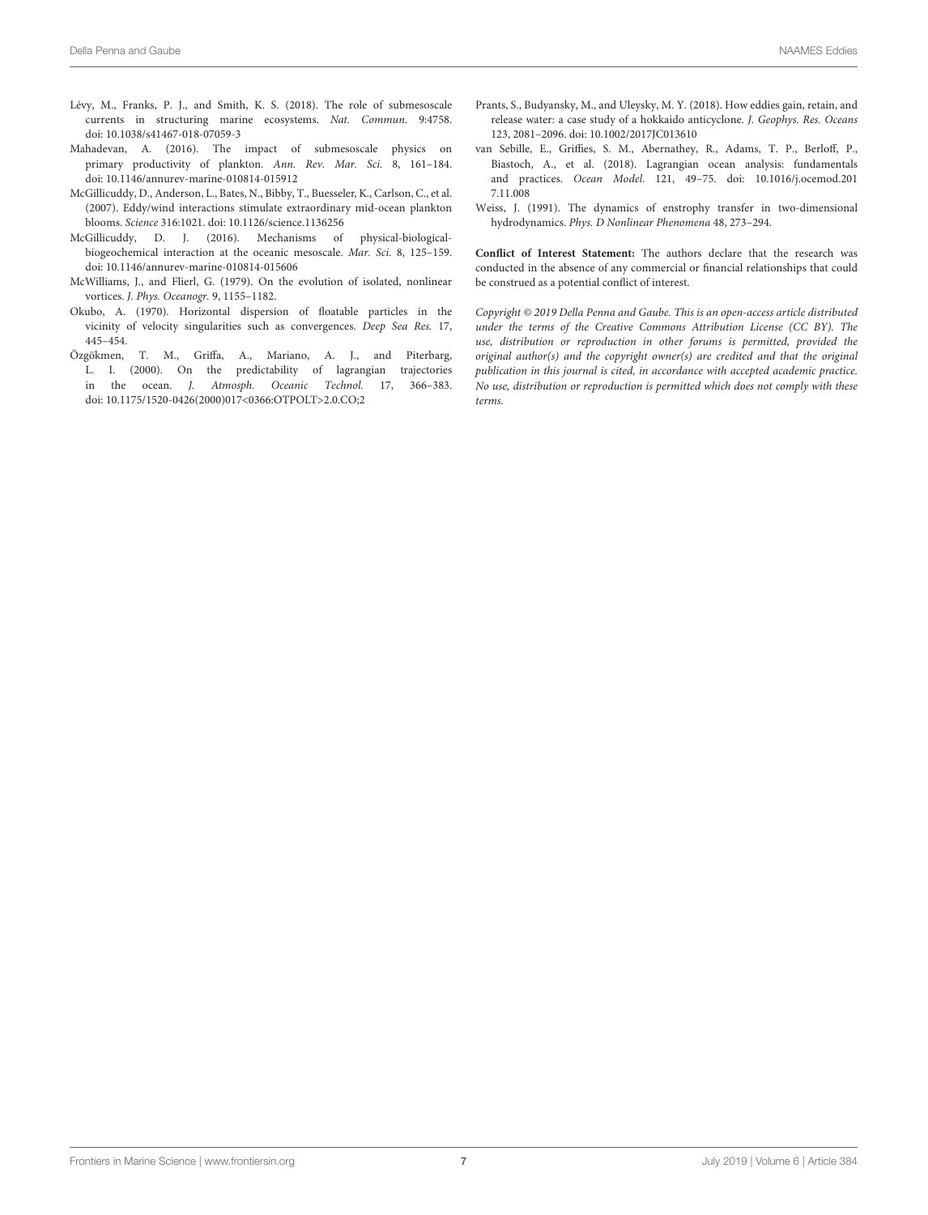Lévy, M., Franks, P. J., and Smith, K. S. (2018). The role of submesoscale currents in structuring marine ecosystems. *Nat. Commun.* 9:4758. doi: 10.1038/s41467-018-07059-3

Mahadevan, A. (2016). The impact of submesoscale physics on primary productivity of plankton. *Ann. Rev. Mar. Sci.* 8, 161–184. doi: 10.1146/annurev-marine-010814-015912

McGillicuddy, D., Anderson, L., Bates, N., Bibby, T., Buesseler, K., Carlson, C., et al. (2007). Eddy/wind interactions stimulate extraordinary mid-ocean plankton blooms. *Science* 316:1021. doi: 10.1126/science.1136256

McGillicuddy, D. J. (2016). Mechanisms of physical-biological-biogeochemical interaction at the oceanic mesoscale. *Mar. Sci.* 8, 125–159. doi: 10.1146/annurev-marine-010814-015606

McWilliams, J., and Flierl, G. (1979). On the evolution of isolated, nonlinear vortices. *J. Phys. Oceanogr.* 9, 1155–1182.

Okubo, A. (1970). Horizontal dispersion of floatable particles in the vicinity of velocity singularities such as convergences. *Deep Sea Res.* 17, 445–454.

Özgökmen, T. M., Griffa, A., Mariano, A. J., and Piterbarg, L. I. (2000). On the predictability of lagrangian trajectories in the ocean. *J. Atmosph. Oceanic Technol.* 17, 366–383. doi: 10.1175/1520-0426(2000)017<0366:OTPOLT>2.0.CO;2

Prants, S., Budyansky, M., and Uleysky, M. Y. (2018). How eddies gain, retain, and release water: a case study of a hokkaido anticyclone. *J. Geophys. Res. Oceans* 123, 2081–2096. doi: 10.1002/2017JC013610

van Sebille, E., Griffies, S. M., Abernathey, R., Adams, T. P., Berloff, P., Biastoch, A., et al. (2018). Lagrangian ocean analysis: fundamentals and practices. *Ocean Model.* 121, 49–75. doi: 10.1016/j.ocemod.2017.11.008

Weiss, J. (1991). The dynamics of enstrophy transfer in two-dimensional hydrodynamics. *Phys. D Nonlinear Phenomena* 48, 273–294.

**Conflict of Interest Statement:** The authors declare that the research was conducted in the absence of any commercial or financial relationships that could be construed as a potential conflict of interest.

*Copyright © 2019 Della Penna and Gaube. This is an open-access article distributed under the terms of the Creative Commons Attribution License (CC BY). The use, distribution or reproduction in other forums is permitted, provided the original author(s) and the copyright owner(s) are credited and that the original publication in this journal is cited, in accordance with accepted academic practice. No use, distribution or reproduction is permitted which does not comply with these terms.*